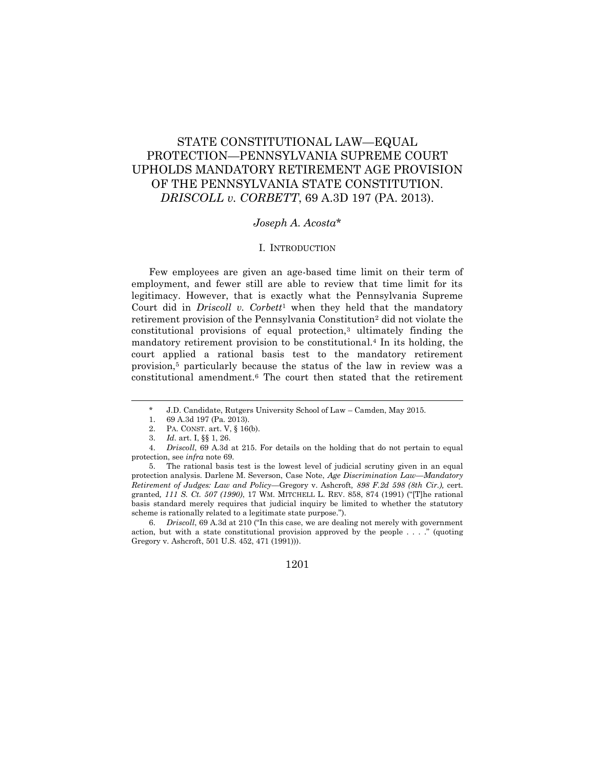# STATE CONSTITUTIONAL LAW—EQUAL PROTECTION—PENNSYLVANIA SUPREME COURT UPHOLDS MANDATORY RETIREMENT AGE PROVISION OF THE PENNSYLVANIA STATE CONSTITUTION. *DRISCOLL v. CORBETT*, 69 A.3D 197 (PA. 2013).

*Joseph A. Acosta*\*

## I. INTRODUCTION

Few employees are given an age-based time limit on their term of employment, and fewer still are able to review that time limit for its legitimacy. However, that is exactly what the Pennsylvania Supreme Court did in *Driscoll v. Corbett*[1] when they held that the mandatory retirement provision of the Pennsylvania Constitution[2] did not violate the constitutional provisions of equal protection,[3] ultimately finding the mandatory retirement provision to be constitutional.[4] In its holding, the court applied a rational basis test to the mandatory retirement provision,[5] particularly because the status of the law in review was a constitutional amendment.[6] The court then stated that the retirement

---

\* J.D. Candidate, Rutgers University School of Law – Camden, May 2015.

1. 69 A.3d 197 (Pa. 2013).

2. PA. CONST. art. V, § 16(b).

3. *Id.* art. I, §§ 1, 26.

4. *Driscoll*, 69 A.3d at 215. For details on the holding that do not pertain to equal protection, see *infra* note 69.

5. The rational basis test is the lowest level of judicial scrutiny given in an equal protection analysis. Darlene M. Severson, Case Note, *Age Discrimination Law—Mandatory Retirement of Judges: Law and Policy*—Gregory v. Ashcroft*, 898 F.2d 598 (8th Cir.),* cert. granted*, 111 S. Ct. 507 (1990)*, 17 WM. MITCHELL L. REV. 858, 874 (1991) ("[T]he rational basis standard merely requires that judicial inquiry be limited to whether the statutory scheme is rationally related to a legitimate state purpose.").

6. *Driscoll*, 69 A.3d at 210 ("In this case, we are dealing not merely with government action, but with a state constitutional provision approved by the people . . . ." (quoting Gregory v. Ashcroft, 501 U.S. 452, 471 (1991))).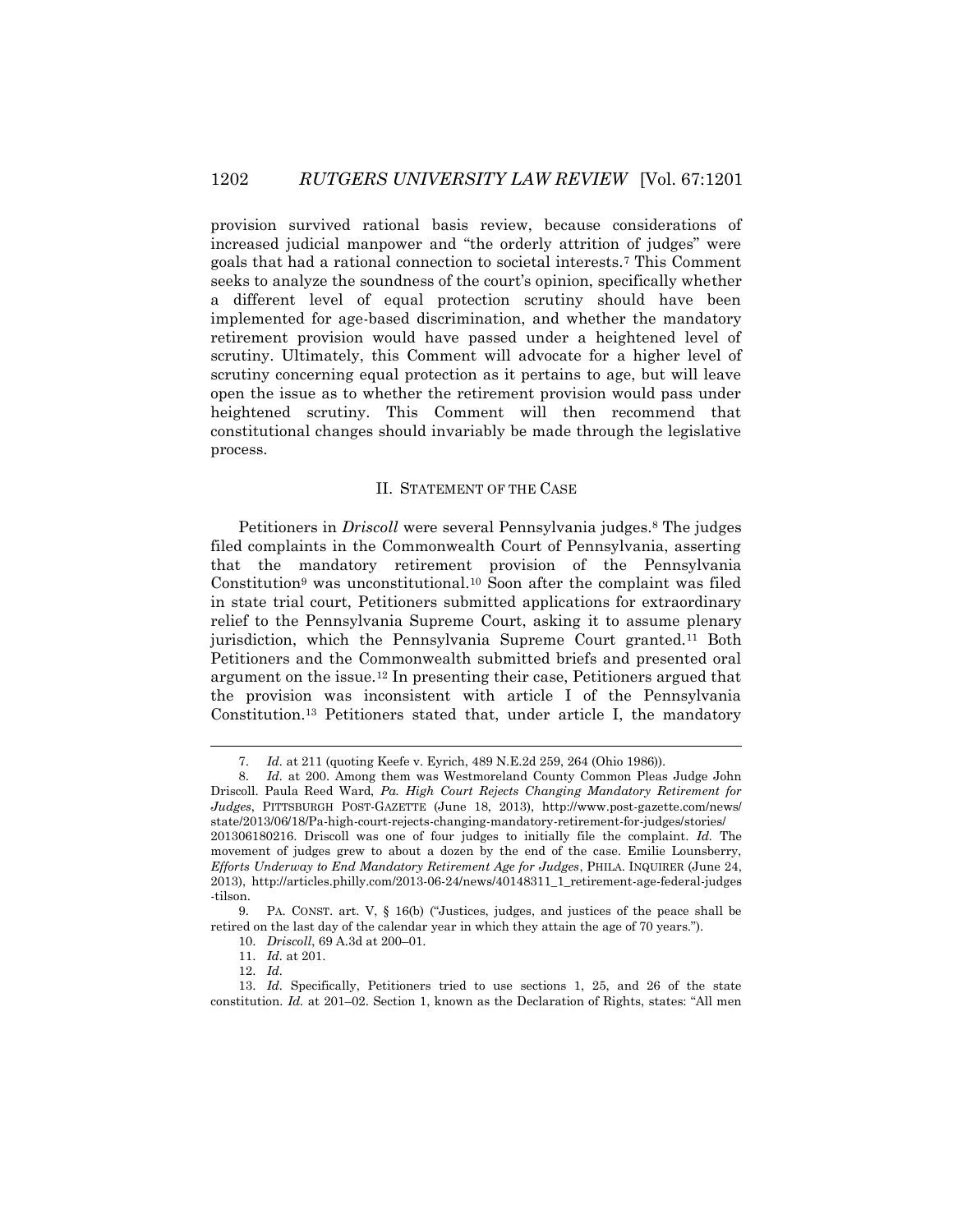provision survived rational basis review, because considerations of increased judicial manpower and "the orderly attrition of judges" were goals that had a rational connection to societal interests.[7] This Comment seeks to analyze the soundness of the court's opinion, specifically whether a different level of equal protection scrutiny should have been implemented for age-based discrimination, and whether the mandatory retirement provision would have passed under a heightened level of scrutiny. Ultimately, this Comment will advocate for a higher level of scrutiny concerning equal protection as it pertains to age, but will leave open the issue as to whether the retirement provision would pass under heightened scrutiny. This Comment will then recommend that constitutional changes should invariably be made through the legislative process.

## II. STATEMENT OF THE CASE

Petitioners in *Driscoll* were several Pennsylvania judges.[8] The judges filed complaints in the Commonwealth Court of Pennsylvania, asserting that the mandatory retirement provision of the Pennsylvania Constitution[9] was unconstitutional.[10] Soon after the complaint was filed in state trial court, Petitioners submitted applications for extraordinary relief to the Pennsylvania Supreme Court, asking it to assume plenary jurisdiction, which the Pennsylvania Supreme Court granted.[11] Both Petitioners and the Commonwealth submitted briefs and presented oral argument on the issue.[12] In presenting their case, Petitioners argued that the provision was inconsistent with article I of the Pennsylvania Constitution.[13] Petitioners stated that, under article I, the mandatory

---

7. *Id.* at 211 (quoting Keefe v. Eyrich, 489 N.E.2d 259, 264 (Ohio 1986)).

8. *Id.* at 200. Among them was Westmoreland County Common Pleas Judge John Driscoll. Paula Reed Ward, *Pa. High Court Rejects Changing Mandatory Retirement for Judges*, PITTSBURGH POST-GAZETTE (June 18, 2013), http://www.post-gazette.com/news/state/2013/06/18/Pa-high-court-rejects-changing-mandatory-retirement-for-judges/stories/201306180216. Driscoll was one of four judges to initially file the complaint. *Id.* The movement of judges grew to about a dozen by the end of the case. Emilie Lounsberry, *Efforts Underway to End Mandatory Retirement Age for Judges*, PHILA. INQUIRER (June 24, 2013), http://articles.philly.com/2013-06-24/news/40148311_1_retirement-age-federal-judges-tilson.

9. PA. CONST. art. V, § 16(b) ("Justices, judges, and justices of the peace shall be retired on the last day of the calendar year in which they attain the age of 70 years.").

10. *Driscoll*, 69 A.3d at 200–01.

11. *Id.* at 201.

12. *Id.*

13. *Id.* Specifically, Petitioners tried to use sections 1, 25, and 26 of the state constitution. *Id.* at 201–02. Section 1, known as the Declaration of Rights, states: "All men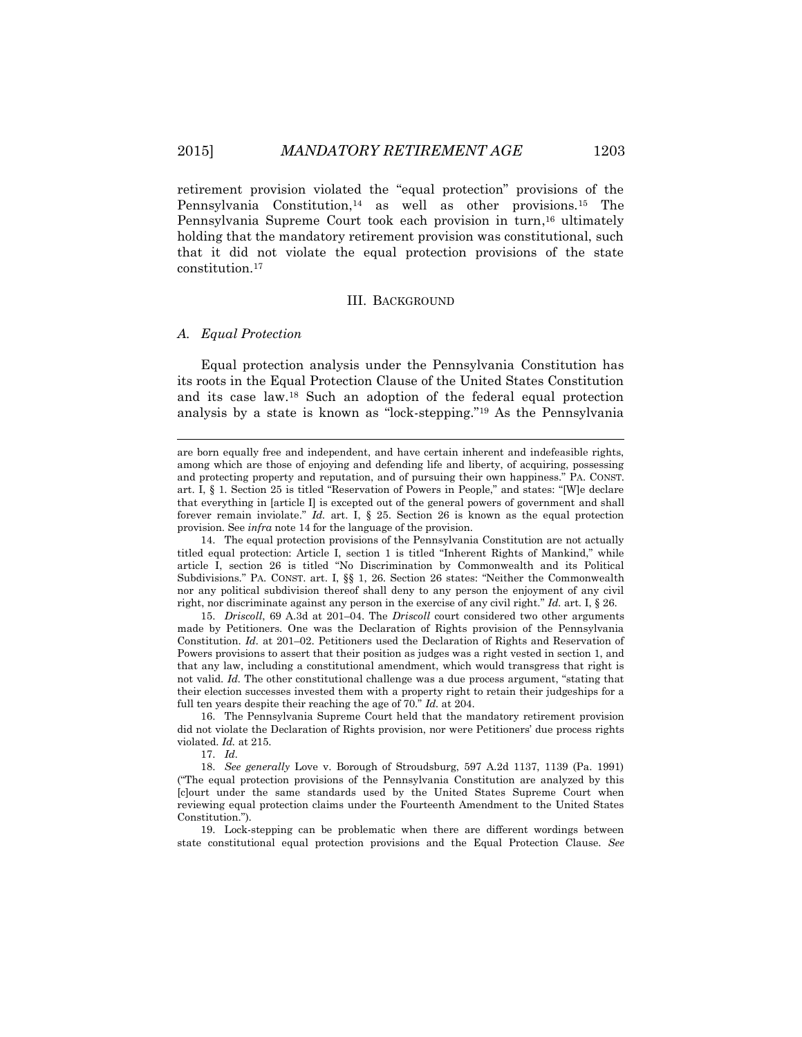retirement provision violated the "equal protection" provisions of the Pennsylvania Constitution,[14] as well as other provisions.[15] The Pennsylvania Supreme Court took each provision in turn,[16] ultimately holding that the mandatory retirement provision was constitutional, such that it did not violate the equal protection provisions of the state constitution.[17]

## III. BACKGROUND

### *A. Equal Protection*

Equal protection analysis under the Pennsylvania Constitution has its roots in the Equal Protection Clause of the United States Constitution and its case law.[18] Such an adoption of the federal equal protection analysis by a state is known as "lock-stepping."[19] As the Pennsylvania

---

are born equally free and independent, and have certain inherent and indefeasible rights, among which are those of enjoying and defending life and liberty, of acquiring, possessing and protecting property and reputation, and of pursuing their own happiness." PA. CONST. art. I, § 1. Section 25 is titled "Reservation of Powers in People," and states: "[W]e declare that everything in [article I] is excepted out of the general powers of government and shall forever remain inviolate." *Id.* art. I, § 25. Section 26 is known as the equal protection provision. See *infra* note 14 for the language of the provision.

14. The equal protection provisions of the Pennsylvania Constitution are not actually titled equal protection: Article I, section 1 is titled "Inherent Rights of Mankind," while article I, section 26 is titled "No Discrimination by Commonwealth and its Political Subdivisions." PA. CONST. art. I, §§ 1, 26. Section 26 states: "Neither the Commonwealth nor any political subdivision thereof shall deny to any person the enjoyment of any civil right, nor discriminate against any person in the exercise of any civil right." *Id.* art. I, § 26.

15. *Driscoll*, 69 A.3d at 201–04. The *Driscoll* court considered two other arguments made by Petitioners. One was the Declaration of Rights provision of the Pennsylvania Constitution. *Id.* at 201–02. Petitioners used the Declaration of Rights and Reservation of Powers provisions to assert that their position as judges was a right vested in section 1, and that any law, including a constitutional amendment, which would transgress that right is not valid. *Id.* The other constitutional challenge was a due process argument, "stating that their election successes invested them with a property right to retain their judgeships for a full ten years despite their reaching the age of 70." *Id.* at 204.

16. The Pennsylvania Supreme Court held that the mandatory retirement provision did not violate the Declaration of Rights provision, nor were Petitioners' due process rights violated. *Id.* at 215.

17. *Id.*

18. *See generally* Love v. Borough of Stroudsburg, 597 A.2d 1137, 1139 (Pa. 1991) ("The equal protection provisions of the Pennsylvania Constitution are analyzed by this [c]ourt under the same standards used by the United States Supreme Court when reviewing equal protection claims under the Fourteenth Amendment to the United States Constitution.").

19. Lock-stepping can be problematic when there are different wordings between state constitutional equal protection provisions and the Equal Protection Clause. *See*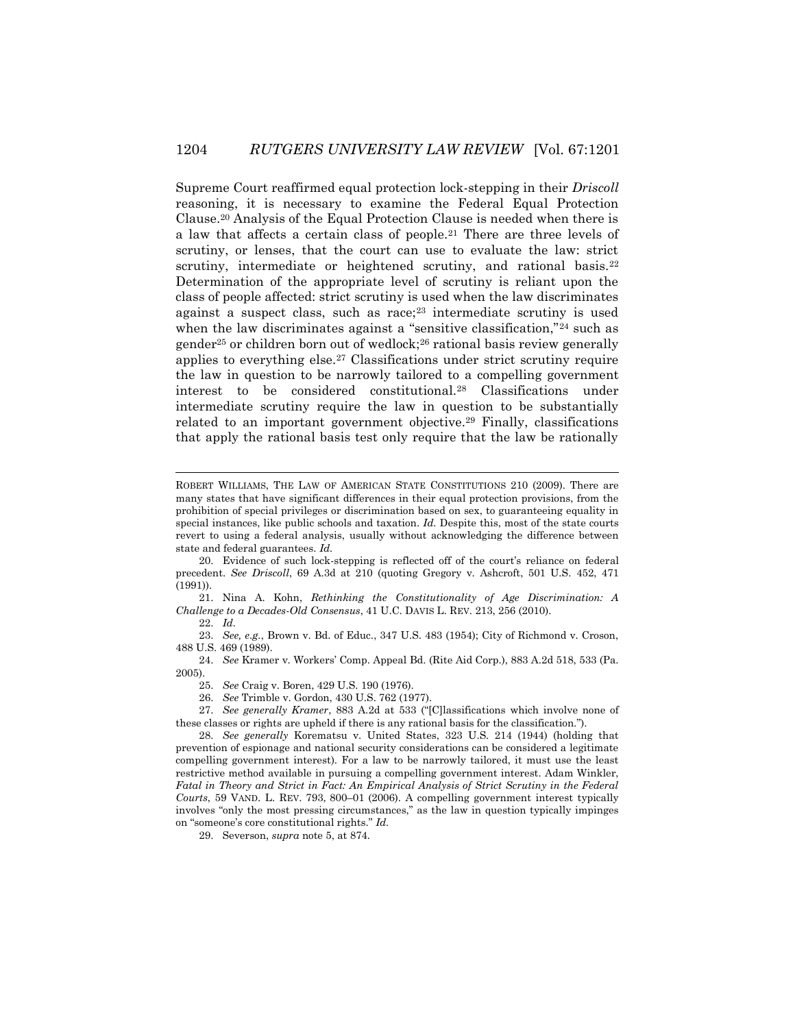Supreme Court reaffirmed equal protection lock-stepping in their *Driscoll* reasoning, it is necessary to examine the Federal Equal Protection Clause.[20] Analysis of the Equal Protection Clause is needed when there is a law that affects a certain class of people.[21] There are three levels of scrutiny, or lenses, that the court can use to evaluate the law: strict scrutiny, intermediate or heightened scrutiny, and rational basis.[22] Determination of the appropriate level of scrutiny is reliant upon the class of people affected: strict scrutiny is used when the law discriminates against a suspect class, such as race;[23] intermediate scrutiny is used when the law discriminates against a "sensitive classification,"[24] such as gender[25] or children born out of wedlock;[26] rational basis review generally applies to everything else.[27] Classifications under strict scrutiny require the law in question to be narrowly tailored to a compelling government interest to be considered constitutional.[28] Classifications under intermediate scrutiny require the law in question to be substantially related to an important government objective.[29] Finally, classifications that apply the rational basis test only require that the law be rationally

---

ROBERT WILLIAMS, THE LAW OF AMERICAN STATE CONSTITUTIONS 210 (2009). There are many states that have significant differences in their equal protection provisions, from the prohibition of special privileges or discrimination based on sex, to guaranteeing equality in special instances, like public schools and taxation. *Id.* Despite this, most of the state courts revert to using a federal analysis, usually without acknowledging the difference between state and federal guarantees. *Id.*

20. Evidence of such lock-stepping is reflected off of the court's reliance on federal precedent. *See Driscoll*, 69 A.3d at 210 (quoting Gregory v. Ashcroft, 501 U.S. 452, 471 (1991)).

21. Nina A. Kohn, *Rethinking the Constitutionality of Age Discrimination: A Challenge to a Decades-Old Consensus*, 41 U.C. DAVIS L. REV. 213, 256 (2010).

22. *Id*.

23. *See, e.g.*, Brown v. Bd. of Educ., 347 U.S. 483 (1954); City of Richmond v. Croson, 488 U.S. 469 (1989).

24. *See* Kramer v. Workers' Comp. Appeal Bd. (Rite Aid Corp.), 883 A.2d 518, 533 (Pa. 2005).

25. *See* Craig v. Boren, 429 U.S. 190 (1976).

26. *See* Trimble v. Gordon, 430 U.S. 762 (1977).

27. *See generally Kramer*, 883 A.2d at 533 ("[C]lassifications which involve none of these classes or rights are upheld if there is any rational basis for the classification.").

28. *See generally* Korematsu v. United States, 323 U.S. 214 (1944) (holding that prevention of espionage and national security considerations can be considered a legitimate compelling government interest). For a law to be narrowly tailored, it must use the least restrictive method available in pursuing a compelling government interest. Adam Winkler, *Fatal in Theory and Strict in Fact: An Empirical Analysis of Strict Scrutiny in the Federal Courts*, 59 VAND. L. REV. 793, 800–01 (2006). A compelling government interest typically involves "only the most pressing circumstances," as the law in question typically impinges on "someone's core constitutional rights." *Id.*

29. Severson, *supra* note 5, at 874.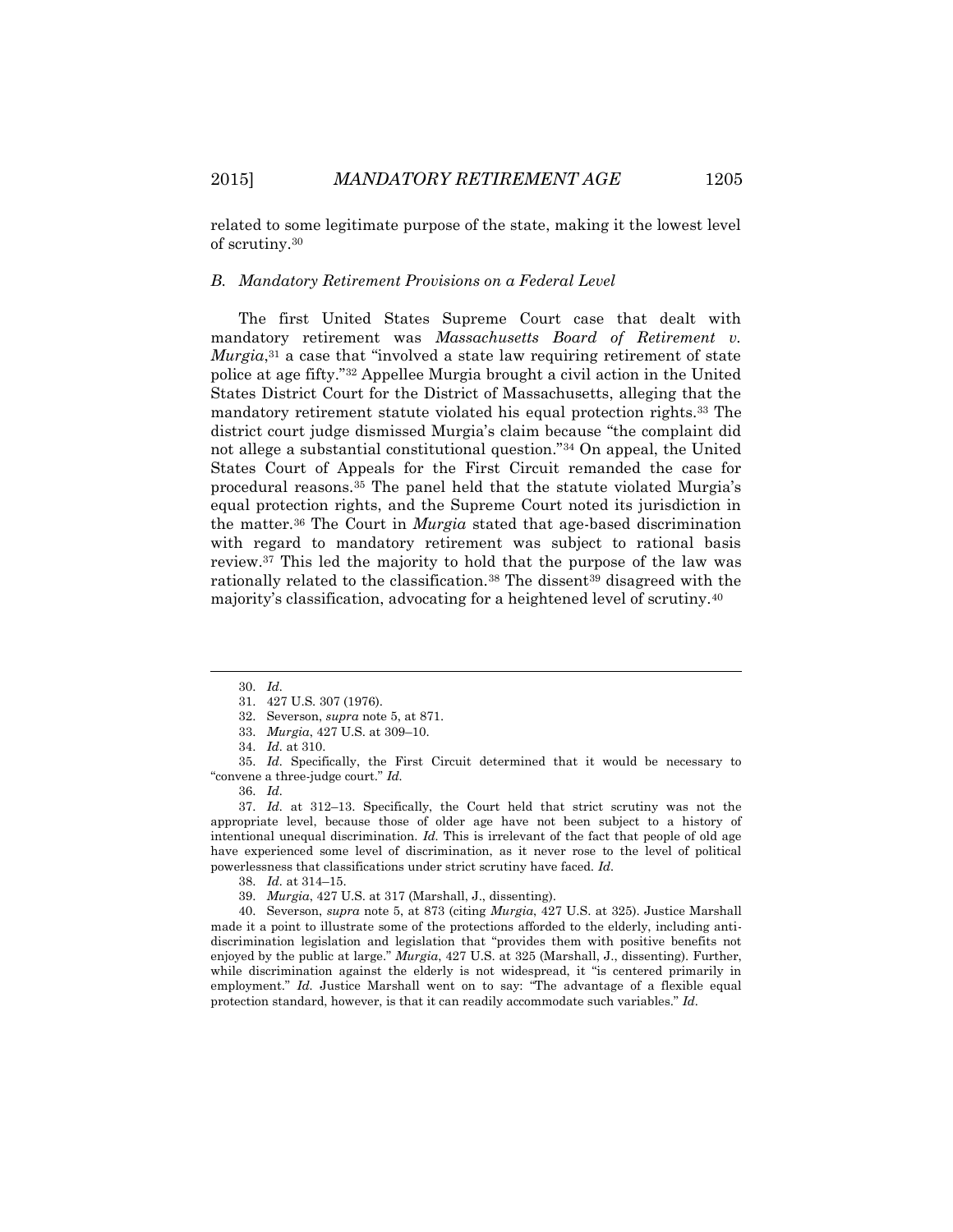related to some legitimate purpose of the state, making it the lowest level of scrutiny.[30]

### *B. Mandatory Retirement Provisions on a Federal Level*

The first United States Supreme Court case that dealt with mandatory retirement was *Massachusetts Board of Retirement v. Murgia*,[31] a case that "involved a state law requiring retirement of state police at age fifty."[32] Appellee Murgia brought a civil action in the United States District Court for the District of Massachusetts, alleging that the mandatory retirement statute violated his equal protection rights.[33] The district court judge dismissed Murgia's claim because "the complaint did not allege a substantial constitutional question."[34] On appeal, the United States Court of Appeals for the First Circuit remanded the case for procedural reasons.[35] The panel held that the statute violated Murgia's equal protection rights, and the Supreme Court noted its jurisdiction in the matter.[36] The Court in *Murgia* stated that age-based discrimination with regard to mandatory retirement was subject to rational basis review.[37] This led the majority to hold that the purpose of the law was rationally related to the classification.[38] The dissent[39] disagreed with the majority's classification, advocating for a heightened level of scrutiny.[40]

---

30. *Id.*

31. 427 U.S. 307 (1976).

32. Severson, *supra* note 5, at 871.

33. *Murgia*, 427 U.S. at 309–10.

34. *Id.* at 310.

35. *Id.* Specifically, the First Circuit determined that it would be necessary to "convene a three-judge court." *Id.*

36. *Id.*

37. *Id.* at 312–13. Specifically, the Court held that strict scrutiny was not the appropriate level, because those of older age have not been subject to a history of intentional unequal discrimination. *Id.* This is irrelevant of the fact that people of old age have experienced some level of discrimination, as it never rose to the level of political powerlessness that classifications under strict scrutiny have faced. *Id.*

38. *Id.* at 314–15.

39. *Murgia*, 427 U.S. at 317 (Marshall, J., dissenting).

40. Severson, *supra* note 5, at 873 (citing *Murgia*, 427 U.S. at 325). Justice Marshall made it a point to illustrate some of the protections afforded to the elderly, including anti-discrimination legislation and legislation that "provides them with positive benefits not enjoyed by the public at large." *Murgia*, 427 U.S. at 325 (Marshall, J., dissenting). Further, while discrimination against the elderly is not widespread, it "is centered primarily in employment." *Id.* Justice Marshall went on to say: "The advantage of a flexible equal protection standard, however, is that it can readily accommodate such variables." *Id.*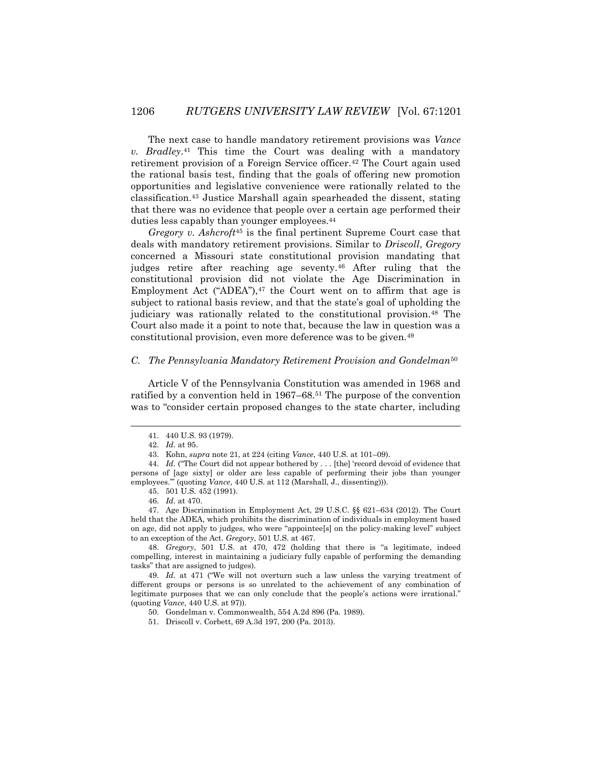The next case to handle mandatory retirement provisions was *Vance v. Bradley*.[41] This time the Court was dealing with a mandatory retirement provision of a Foreign Service officer.[42] The Court again used the rational basis test, finding that the goals of offering new promotion opportunities and legislative convenience were rationally related to the classification.[43] Justice Marshall again spearheaded the dissent, stating that there was no evidence that people over a certain age performed their duties less capably than younger employees.[44]

*Gregory v. Ashcroft*[45] is the final pertinent Supreme Court case that deals with mandatory retirement provisions. Similar to *Driscoll*, *Gregory* concerned a Missouri state constitutional provision mandating that judges retire after reaching age seventy.[46] After ruling that the constitutional provision did not violate the Age Discrimination in Employment Act ("ADEA"),[47] the Court went on to affirm that age is subject to rational basis review, and that the state's goal of upholding the judiciary was rationally related to the constitutional provision.[48] The Court also made it a point to note that, because the law in question was a constitutional provision, even more deference was to be given.[49]

### C. *The Pennsylvania Mandatory Retirement Provision and Gondelman*[50]

Article V of the Pennsylvania Constitution was amended in 1968 and ratified by a convention held in 1967–68.[51] The purpose of the convention was to "consider certain proposed changes to the state charter, including

---

41. 440 U.S. 93 (1979).

42. *Id.* at 95.

43. Kohn, *supra* note 21, at 224 (citing *Vance*, 440 U.S. at 101–09).

44. *Id.* ("The Court did not appear bothered by . . . [the] 'record devoid of evidence that persons of [age sixty] or older are less capable of performing their jobs than younger employees.'" (quoting *Vance*, 440 U.S. at 112 (Marshall, J., dissenting))).

45. 501 U.S. 452 (1991).

46. *Id.* at 470.

47. Age Discrimination in Employment Act, 29 U.S.C. §§ 621–634 (2012). The Court held that the ADEA, which prohibits the discrimination of individuals in employment based on age, did not apply to judges, who were "appointee[s] on the policy-making level" subject to an exception of the Act. *Gregory*, 501 U.S. at 467.

48. *Gregory*, 501 U.S. at 470, 472 (holding that there is "a legitimate, indeed compelling, interest in maintaining a judiciary fully capable of performing the demanding tasks" that are assigned to judges).

49. *Id.* at 471 ("We will not overturn such a law unless the varying treatment of different groups or persons is so unrelated to the achievement of any combination of legitimate purposes that we can only conclude that the people's actions were irrational." (quoting *Vance*, 440 U.S. at 97)).

50. Gondelman v. Commonwealth, 554 A.2d 896 (Pa. 1989).

51. Driscoll v. Corbett, 69 A.3d 197, 200 (Pa. 2013).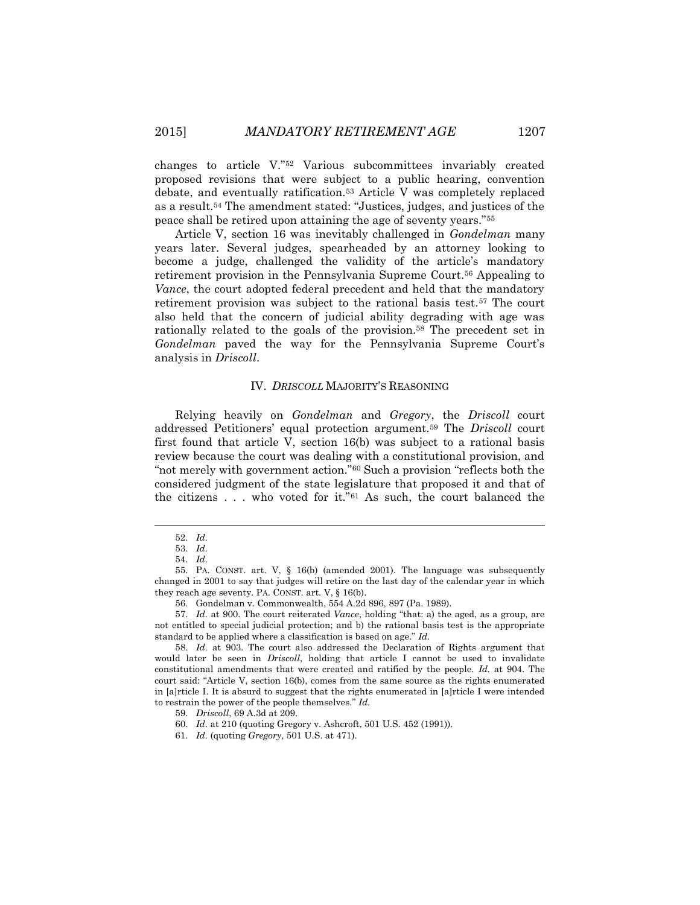changes to article V."[52] Various subcommittees invariably created proposed revisions that were subject to a public hearing, convention debate, and eventually ratification.[53] Article V was completely replaced as a result.[54] The amendment stated: "Justices, judges, and justices of the peace shall be retired upon attaining the age of seventy years."[55]

Article V, section 16 was inevitably challenged in *Gondelman* many years later. Several judges, spearheaded by an attorney looking to become a judge, challenged the validity of the article's mandatory retirement provision in the Pennsylvania Supreme Court.[56] Appealing to *Vance*, the court adopted federal precedent and held that the mandatory retirement provision was subject to the rational basis test.[57] The court also held that the concern of judicial ability degrading with age was rationally related to the goals of the provision.[58] The precedent set in *Gondelman* paved the way for the Pennsylvania Supreme Court's analysis in *Driscoll*.

## IV. *DRISCOLL* MAJORITY'S REASONING

Relying heavily on *Gondelman* and *Gregory*, the *Driscoll* court addressed Petitioners' equal protection argument.[59] The *Driscoll* court first found that article V, section 16(b) was subject to a rational basis review because the court was dealing with a constitutional provision, and "not merely with government action."[60] Such a provision "reflects both the considered judgment of the state legislature that proposed it and that of the citizens . . . who voted for it."[61] As such, the court balanced the

---

52. *Id.*

53. *Id.*

54. *Id.*

55. PA. CONST. art. V, § 16(b) (amended 2001). The language was subsequently changed in 2001 to say that judges will retire on the last day of the calendar year in which they reach age seventy. PA. CONST. art. V, § 16(b).

56. Gondelman v. Commonwealth, 554 A.2d 896, 897 (Pa. 1989).

57. *Id.* at 900. The court reiterated *Vance*, holding "that: a) the aged, as a group, are not entitled to special judicial protection; and b) the rational basis test is the appropriate standard to be applied where a classification is based on age." *Id.*

58. *Id.* at 903. The court also addressed the Declaration of Rights argument that would later be seen in *Driscoll*, holding that article I cannot be used to invalidate constitutional amendments that were created and ratified by the people. *Id.* at 904. The court said: "Article V, section 16(b), comes from the same source as the rights enumerated in [a]rticle I. It is absurd to suggest that the rights enumerated in [a]rticle I were intended to restrain the power of the people themselves." *Id.*

59. *Driscoll*, 69 A.3d at 209.

60. *Id.* at 210 (quoting Gregory v. Ashcroft, 501 U.S. 452 (1991)).

61. *Id.* (quoting *Gregory*, 501 U.S. at 471).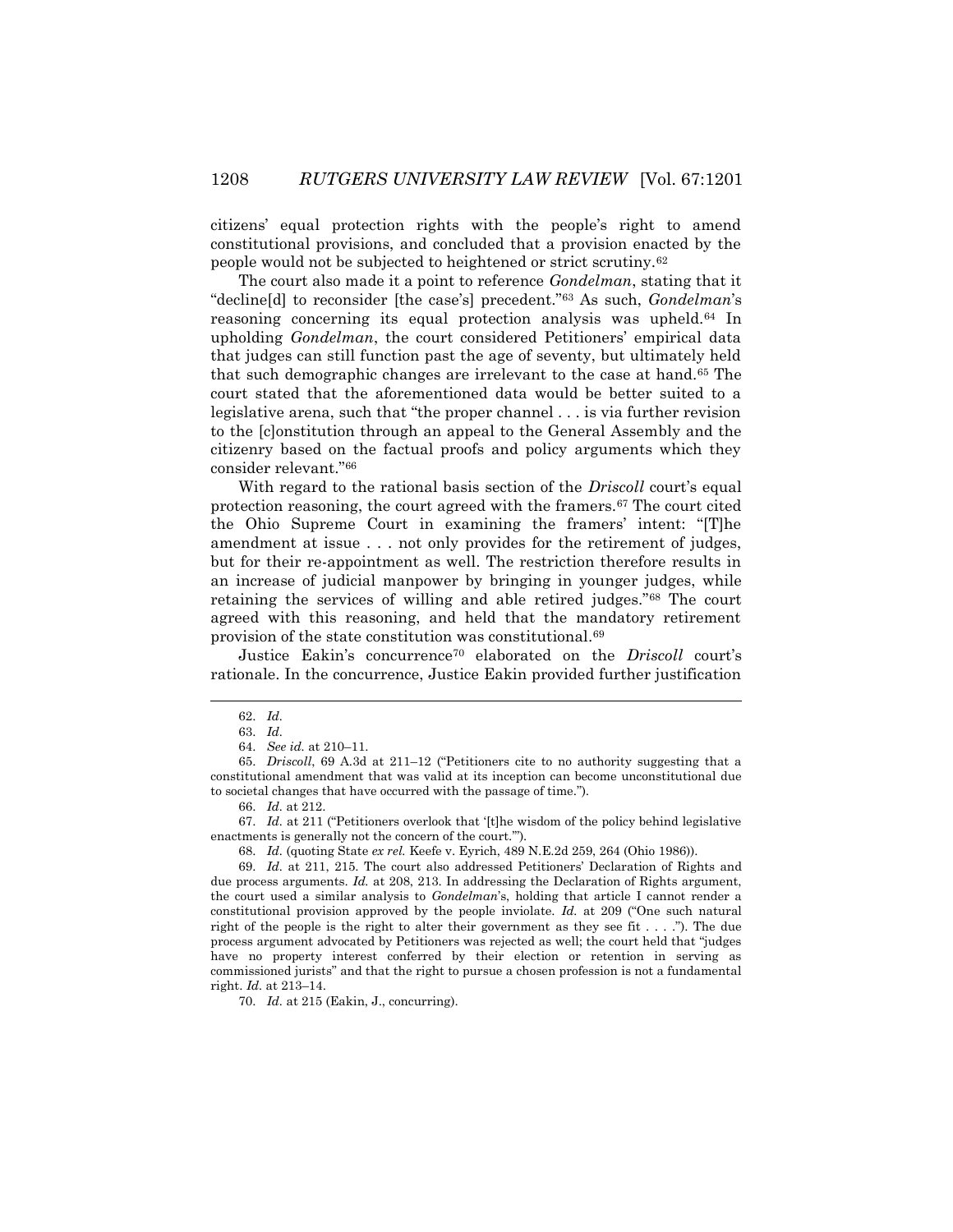citizens' equal protection rights with the people's right to amend constitutional provisions, and concluded that a provision enacted by the people would not be subjected to heightened or strict scrutiny.[62]

The court also made it a point to reference *Gondelman*, stating that it "decline[d] to reconsider [the case's] precedent."[63] As such, *Gondelman*'s reasoning concerning its equal protection analysis was upheld.[64] In upholding *Gondelman*, the court considered Petitioners' empirical data that judges can still function past the age of seventy, but ultimately held that such demographic changes are irrelevant to the case at hand.[65] The court stated that the aforementioned data would be better suited to a legislative arena, such that "the proper channel . . . is via further revision to the [c]onstitution through an appeal to the General Assembly and the citizenry based on the factual proofs and policy arguments which they consider relevant."[66]

With regard to the rational basis section of the *Driscoll* court's equal protection reasoning, the court agreed with the framers.[67] The court cited the Ohio Supreme Court in examining the framers' intent: "[T]he amendment at issue . . . not only provides for the retirement of judges, but for their re-appointment as well. The restriction therefore results in an increase of judicial manpower by bringing in younger judges, while retaining the services of willing and able retired judges."[68] The court agreed with this reasoning, and held that the mandatory retirement provision of the state constitution was constitutional.[69]

Justice Eakin's concurrence[70] elaborated on the *Driscoll* court's rationale. In the concurrence, Justice Eakin provided further justification

---

62. *Id.*

63. *Id.*

64. *See id.* at 210–11.

65. *Driscoll*, 69 A.3d at 211–12 ("Petitioners cite to no authority suggesting that a constitutional amendment that was valid at its inception can become unconstitutional due to societal changes that have occurred with the passage of time.").

66. *Id.* at 212.

67. *Id.* at 211 ("Petitioners overlook that '[t]he wisdom of the policy behind legislative enactments is generally not the concern of the court.'").

68. *Id.* (quoting State *ex rel.* Keefe v. Eyrich, 489 N.E.2d 259, 264 (Ohio 1986)).

69. *Id.* at 211, 215. The court also addressed Petitioners' Declaration of Rights and due process arguments. *Id.* at 208, 213. In addressing the Declaration of Rights argument, the court used a similar analysis to *Gondelman*'s, holding that article I cannot render a constitutional provision approved by the people inviolate. *Id.* at 209 ("One such natural right of the people is the right to alter their government as they see fit . . . ."). The due process argument advocated by Petitioners was rejected as well; the court held that "judges have no property interest conferred by their election or retention in serving as commissioned jurists" and that the right to pursue a chosen profession is not a fundamental right. *Id.* at 213–14.

70. *Id.* at 215 (Eakin, J., concurring).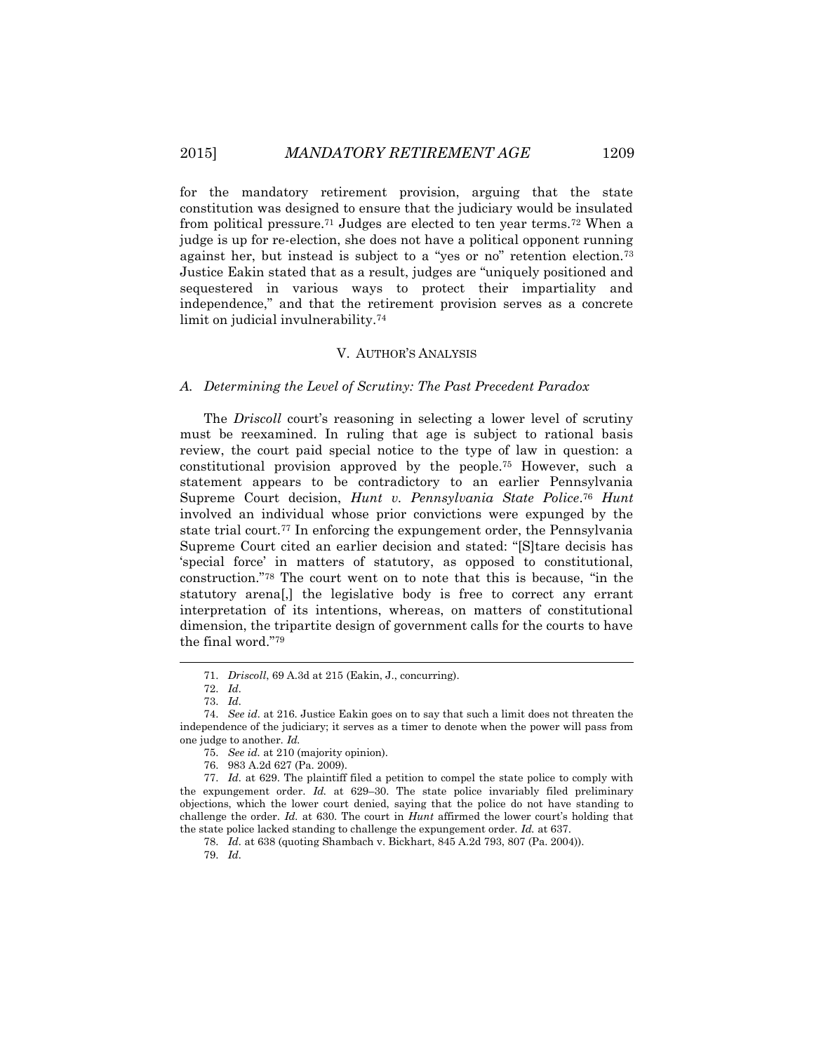for the mandatory retirement provision, arguing that the state constitution was designed to ensure that the judiciary would be insulated from political pressure.[71] Judges are elected to ten year terms.[72] When a judge is up for re-election, she does not have a political opponent running against her, but instead is subject to a "yes or no" retention election.[73] Justice Eakin stated that as a result, judges are "uniquely positioned and sequestered in various ways to protect their impartiality and independence," and that the retirement provision serves as a concrete limit on judicial invulnerability.[74]

## V. AUTHOR'S ANALYSIS

### *A. Determining the Level of Scrutiny: The Past Precedent Paradox*

The *Driscoll* court's reasoning in selecting a lower level of scrutiny must be reexamined. In ruling that age is subject to rational basis review, the court paid special notice to the type of law in question: a constitutional provision approved by the people.[75] However, such a statement appears to be contradictory to an earlier Pennsylvania Supreme Court decision, *Hunt v. Pennsylvania State Police*.[76] *Hunt* involved an individual whose prior convictions were expunged by the state trial court.[77] In enforcing the expungement order, the Pennsylvania Supreme Court cited an earlier decision and stated: "[S]tare decisis has 'special force' in matters of statutory, as opposed to constitutional, construction."[78] The court went on to note that this is because, "in the statutory arena[,] the legislative body is free to correct any errant interpretation of its intentions, whereas, on matters of constitutional dimension, the tripartite design of government calls for the courts to have the final word."[79]

---

71. *Driscoll*, 69 A.3d at 215 (Eakin, J., concurring).

72. *Id.*

73. *Id.*

74. *See id.* at 216. Justice Eakin goes on to say that such a limit does not threaten the independence of the judiciary; it serves as a timer to denote when the power will pass from one judge to another. *Id.*

75. *See id.* at 210 (majority opinion).

76. 983 A.2d 627 (Pa. 2009).

77. *Id.* at 629. The plaintiff filed a petition to compel the state police to comply with the expungement order. *Id.* at 629–30. The state police invariably filed preliminary objections, which the lower court denied, saying that the police do not have standing to challenge the order. *Id.* at 630. The court in *Hunt* affirmed the lower court's holding that the state police lacked standing to challenge the expungement order. *Id.* at 637.

78. *Id.* at 638 (quoting Shambach v. Bickhart, 845 A.2d 793, 807 (Pa. 2004)).

79. *Id.*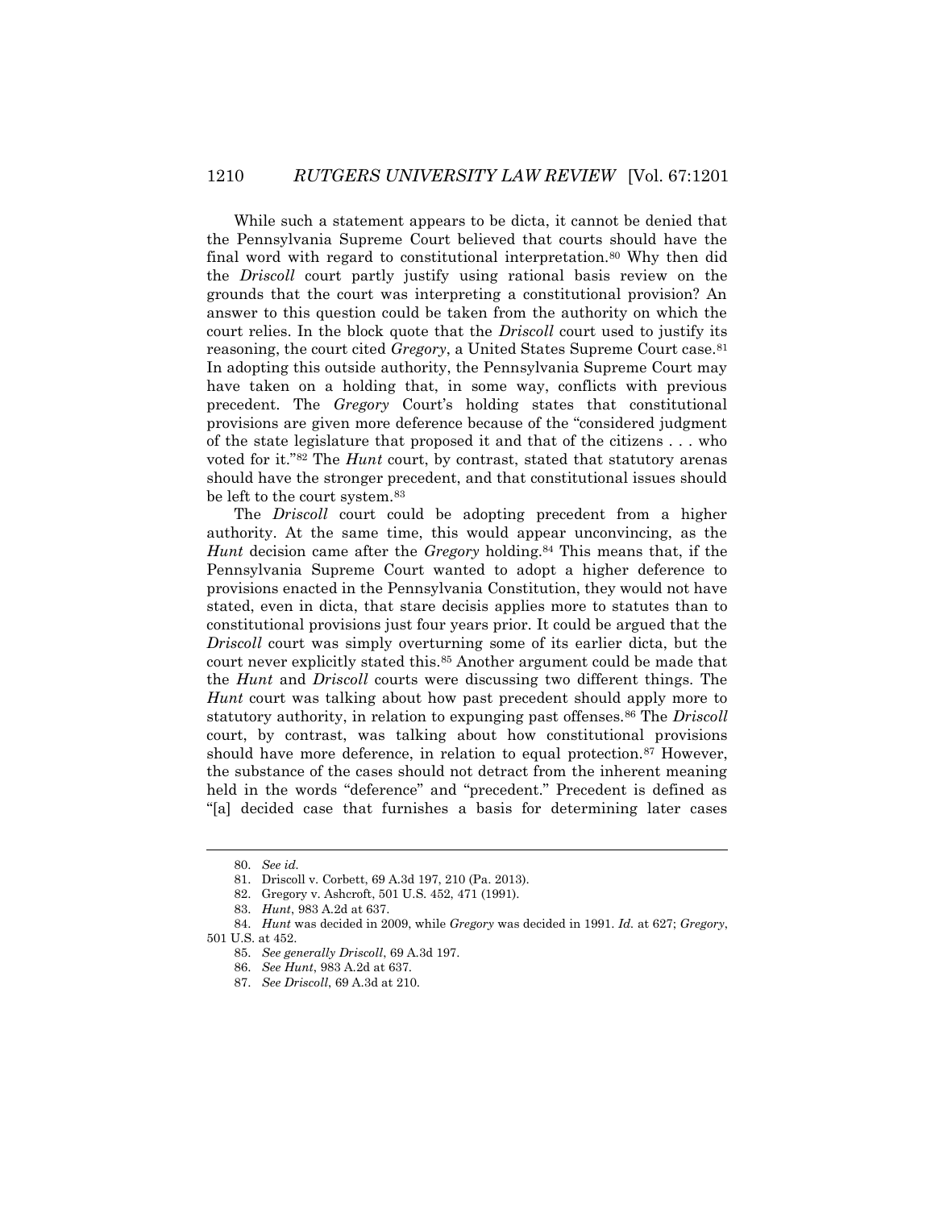While such a statement appears to be dicta, it cannot be denied that the Pennsylvania Supreme Court believed that courts should have the final word with regard to constitutional interpretation.[80] Why then did the *Driscoll* court partly justify using rational basis review on the grounds that the court was interpreting a constitutional provision? An answer to this question could be taken from the authority on which the court relies. In the block quote that the *Driscoll* court used to justify its reasoning, the court cited *Gregory*, a United States Supreme Court case.[81] In adopting this outside authority, the Pennsylvania Supreme Court may have taken on a holding that, in some way, conflicts with previous precedent. The *Gregory* Court's holding states that constitutional provisions are given more deference because of the "considered judgment of the state legislature that proposed it and that of the citizens . . . who voted for it."[82] The *Hunt* court, by contrast, stated that statutory arenas should have the stronger precedent, and that constitutional issues should be left to the court system.[83]

The *Driscoll* court could be adopting precedent from a higher authority. At the same time, this would appear unconvincing, as the *Hunt* decision came after the *Gregory* holding.[84] This means that, if the Pennsylvania Supreme Court wanted to adopt a higher deference to provisions enacted in the Pennsylvania Constitution, they would not have stated, even in dicta, that stare decisis applies more to statutes than to constitutional provisions just four years prior. It could be argued that the *Driscoll* court was simply overturning some of its earlier dicta, but the court never explicitly stated this.[85] Another argument could be made that the *Hunt* and *Driscoll* courts were discussing two different things. The *Hunt* court was talking about how past precedent should apply more to statutory authority, in relation to expunging past offenses.[86] The *Driscoll* court, by contrast, was talking about how constitutional provisions should have more deference, in relation to equal protection.[87] However, the substance of the cases should not detract from the inherent meaning held in the words "deference" and "precedent." Precedent is defined as "[a] decided case that furnishes a basis for determining later cases

---

80. *See id.*

81. Driscoll v. Corbett, 69 A.3d 197, 210 (Pa. 2013).

82. Gregory v. Ashcroft, 501 U.S. 452, 471 (1991).

83. *Hunt*, 983 A.2d at 637.

84. *Hunt* was decided in 2009, while *Gregory* was decided in 1991. *Id.* at 627; *Gregory*, 501 U.S. at 452.

85. *See generally Driscoll*, 69 A.3d 197.

86. *See Hunt*, 983 A.2d at 637.

87. *See Driscoll*, 69 A.3d at 210.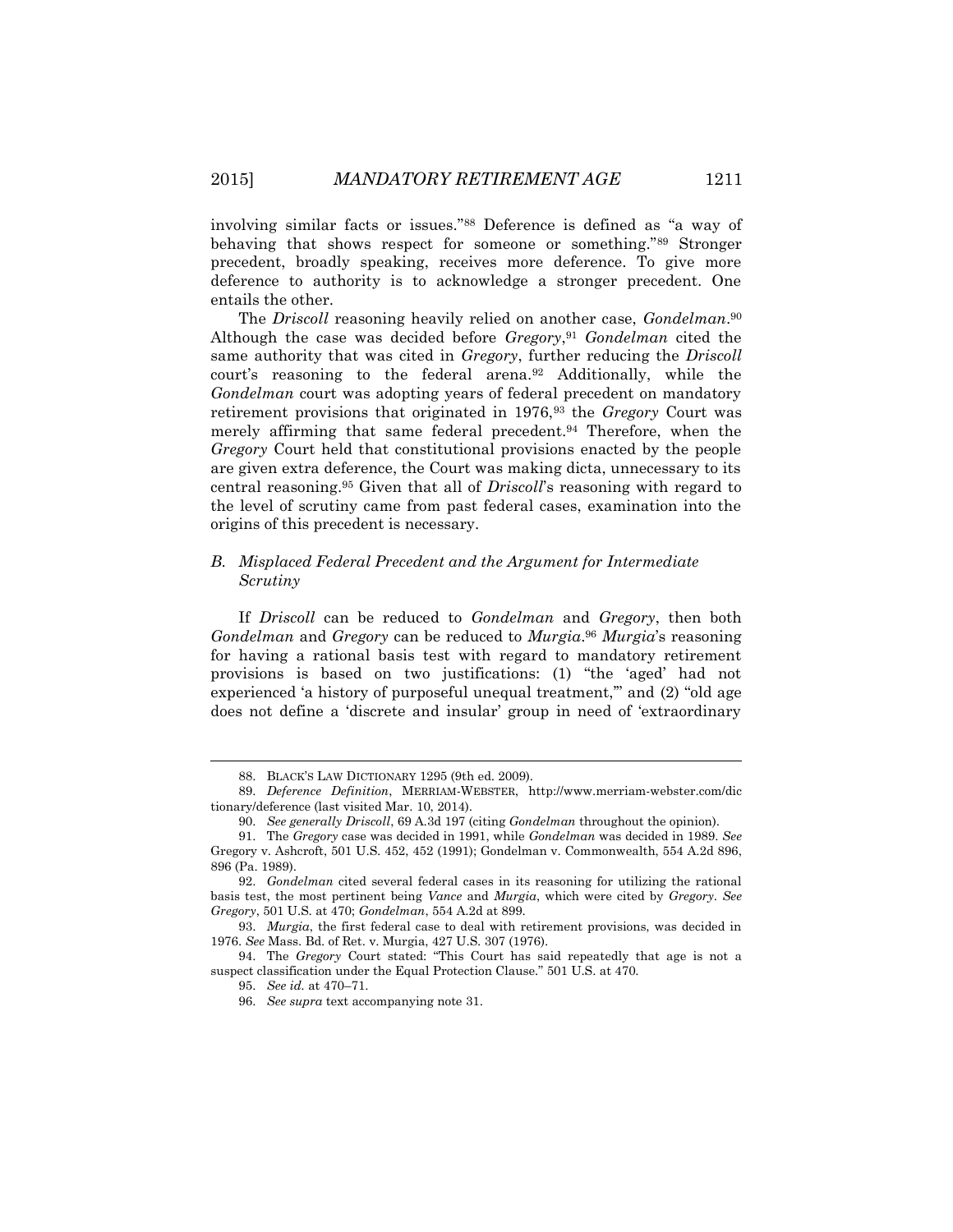involving similar facts or issues."[88] Deference is defined as "a way of behaving that shows respect for someone or something."[89] Stronger precedent, broadly speaking, receives more deference. To give more deference to authority is to acknowledge a stronger precedent. One entails the other.

The *Driscoll* reasoning heavily relied on another case, *Gondelman*.[90] Although the case was decided before *Gregory*,[91] *Gondelman* cited the same authority that was cited in *Gregory*, further reducing the *Driscoll* court's reasoning to the federal arena.[92] Additionally, while the *Gondelman* court was adopting years of federal precedent on mandatory retirement provisions that originated in 1976,[93] the *Gregory* Court was merely affirming that same federal precedent.[94] Therefore, when the *Gregory* Court held that constitutional provisions enacted by the people are given extra deference, the Court was making dicta, unnecessary to its central reasoning.[95] Given that all of *Driscoll*'s reasoning with regard to the level of scrutiny came from past federal cases, examination into the origins of this precedent is necessary.

### *B. Misplaced Federal Precedent and the Argument for Intermediate Scrutiny*

If *Driscoll* can be reduced to *Gondelman* and *Gregory*, then both *Gondelman* and *Gregory* can be reduced to *Murgia*.[96] *Murgia*'s reasoning for having a rational basis test with regard to mandatory retirement provisions is based on two justifications: (1) "the 'aged' had not experienced 'a history of purposeful unequal treatment,'" and (2) "old age does not define a 'discrete and insular' group in need of 'extraordinary

---

88. BLACK'S LAW DICTIONARY 1295 (9th ed. 2009).

89. *Deference Definition*, MERRIAM-WEBSTER, http://www.merriam-webster.com/dictionary/deference (last visited Mar. 10, 2014).

90. *See generally Driscoll*, 69 A.3d 197 (citing *Gondelman* throughout the opinion).

91. The *Gregory* case was decided in 1991, while *Gondelman* was decided in 1989. *See* Gregory v. Ashcroft, 501 U.S. 452, 452 (1991); Gondelman v. Commonwealth, 554 A.2d 896, 896 (Pa. 1989).

92. *Gondelman* cited several federal cases in its reasoning for utilizing the rational basis test, the most pertinent being *Vance* and *Murgia*, which were cited by *Gregory*. *See Gregory*, 501 U.S. at 470; *Gondelman*, 554 A.2d at 899.

93. *Murgia*, the first federal case to deal with retirement provisions, was decided in 1976. *See* Mass. Bd. of Ret. v. Murgia, 427 U.S. 307 (1976).

94. The *Gregory* Court stated: "This Court has said repeatedly that age is not a suspect classification under the Equal Protection Clause." 501 U.S. at 470.

95. *See id.* at 470–71.

96. *See supra* text accompanying note 31.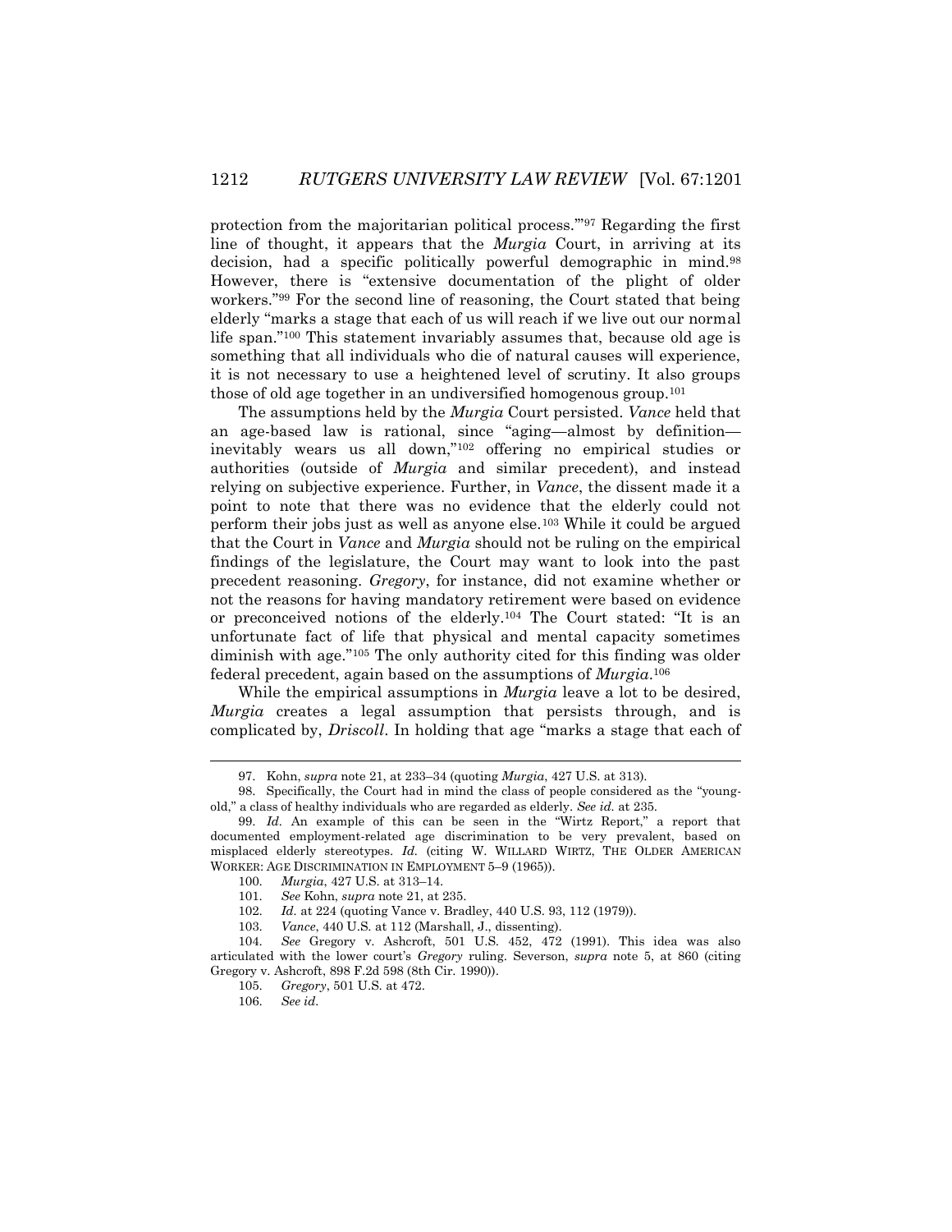protection from the majoritarian political process.'"[97] Regarding the first line of thought, it appears that the *Murgia* Court, in arriving at its decision, had a specific politically powerful demographic in mind.[98] However, there is "extensive documentation of the plight of older workers."[99] For the second line of reasoning, the Court stated that being elderly "marks a stage that each of us will reach if we live out our normal life span."[100] This statement invariably assumes that, because old age is something that all individuals who die of natural causes will experience, it is not necessary to use a heightened level of scrutiny. It also groups those of old age together in an undiversified homogenous group.[101]

The assumptions held by the *Murgia* Court persisted. *Vance* held that an age-based law is rational, since "aging—almost by definition—inevitably wears us all down,"[102] offering no empirical studies or authorities (outside of *Murgia* and similar precedent), and instead relying on subjective experience. Further, in *Vance*, the dissent made it a point to note that there was no evidence that the elderly could not perform their jobs just as well as anyone else.[103] While it could be argued that the Court in *Vance* and *Murgia* should not be ruling on the empirical findings of the legislature, the Court may want to look into the past precedent reasoning. *Gregory*, for instance, did not examine whether or not the reasons for having mandatory retirement were based on evidence or preconceived notions of the elderly.[104] The Court stated: "It is an unfortunate fact of life that physical and mental capacity sometimes diminish with age."[105] The only authority cited for this finding was older federal precedent, again based on the assumptions of *Murgia*.[106]

While the empirical assumptions in *Murgia* leave a lot to be desired, *Murgia* creates a legal assumption that persists through, and is complicated by, *Driscoll*. In holding that age "marks a stage that each of

---

97. Kohn, *supra* note 21, at 233–34 (quoting *Murgia*, 427 U.S. at 313).

98. Specifically, the Court had in mind the class of people considered as the "young-old," a class of healthy individuals who are regarded as elderly. *See id.* at 235.

99. *Id.* An example of this can be seen in the "Wirtz Report," a report that documented employment-related age discrimination to be very prevalent, based on misplaced elderly stereotypes. *Id.* (citing W. WILLARD WIRTZ, THE OLDER AMERICAN WORKER: AGE DISCRIMINATION IN EMPLOYMENT 5–9 (1965)).

100. *Murgia*, 427 U.S. at 313–14.

101. *See* Kohn, *supra* note 21, at 235.

102. *Id.* at 224 (quoting Vance v. Bradley, 440 U.S. 93, 112 (1979)).

103. *Vance*, 440 U.S. at 112 (Marshall, J., dissenting).

104. *See* Gregory v. Ashcroft, 501 U.S. 452, 472 (1991). This idea was also articulated with the lower court's *Gregory* ruling. Severson, *supra* note 5, at 860 (citing Gregory v. Ashcroft, 898 F.2d 598 (8th Cir. 1990)).

105. *Gregory*, 501 U.S. at 472.

106. *See id.*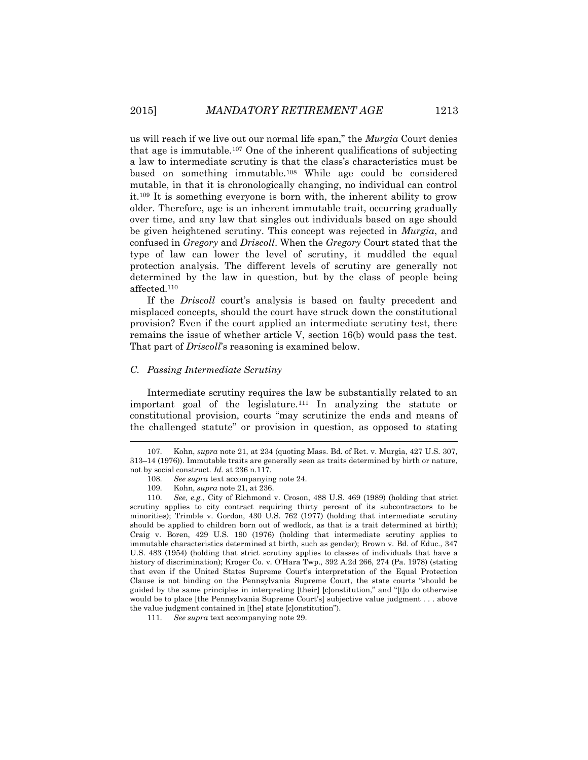us will reach if we live out our normal life span," the *Murgia* Court denies that age is immutable.[107] One of the inherent qualifications of subjecting a law to intermediate scrutiny is that the class's characteristics must be based on something immutable.[108] While age could be considered mutable, in that it is chronologically changing, no individual can control it.[109] It is something everyone is born with, the inherent ability to grow older. Therefore, age is an inherent immutable trait, occurring gradually over time, and any law that singles out individuals based on age should be given heightened scrutiny. This concept was rejected in *Murgia*, and confused in *Gregory* and *Driscoll*. When the *Gregory* Court stated that the type of law can lower the level of scrutiny, it muddled the equal protection analysis. The different levels of scrutiny are generally not determined by the law in question, but by the class of people being affected.[110]

If the *Driscoll* court's analysis is based on faulty precedent and misplaced concepts, should the court have struck down the constitutional provision? Even if the court applied an intermediate scrutiny test, there remains the issue of whether article V, section 16(b) would pass the test. That part of *Driscoll*'s reasoning is examined below.

### *C. Passing Intermediate Scrutiny*

Intermediate scrutiny requires the law be substantially related to an important goal of the legislature.[111] In analyzing the statute or constitutional provision, courts "may scrutinize the ends and means of the challenged statute" or provision in question, as opposed to stating

---

107. Kohn, *supra* note 21, at 234 (quoting Mass. Bd. of Ret. v. Murgia, 427 U.S. 307, 313–14 (1976)). Immutable traits are generally seen as traits determined by birth or nature, not by social construct. *Id.* at 236 n.117.

108. *See supra* text accompanying note 24.

109. Kohn, *supra* note 21, at 236.

110. *See, e.g.*, City of Richmond v. Croson, 488 U.S. 469 (1989) (holding that strict scrutiny applies to city contract requiring thirty percent of its subcontractors to be minorities); Trimble v. Gordon, 430 U.S. 762 (1977) (holding that intermediate scrutiny should be applied to children born out of wedlock, as that is a trait determined at birth); Craig v. Boren, 429 U.S. 190 (1976) (holding that intermediate scrutiny applies to immutable characteristics determined at birth, such as gender); Brown v. Bd. of Educ., 347 U.S. 483 (1954) (holding that strict scrutiny applies to classes of individuals that have a history of discrimination); Kroger Co. v. O'Hara Twp., 392 A.2d 266, 274 (Pa. 1978) (stating that even if the United States Supreme Court's interpretation of the Equal Protection Clause is not binding on the Pennsylvania Supreme Court, the state courts "should be guided by the same principles in interpreting [their] [c]onstitution," and "[t]o do otherwise would be to place [the Pennsylvania Supreme Court's] subjective value judgment . . . above the value judgment contained in [the] state [c]onstitution").

111. *See supra* text accompanying note 29.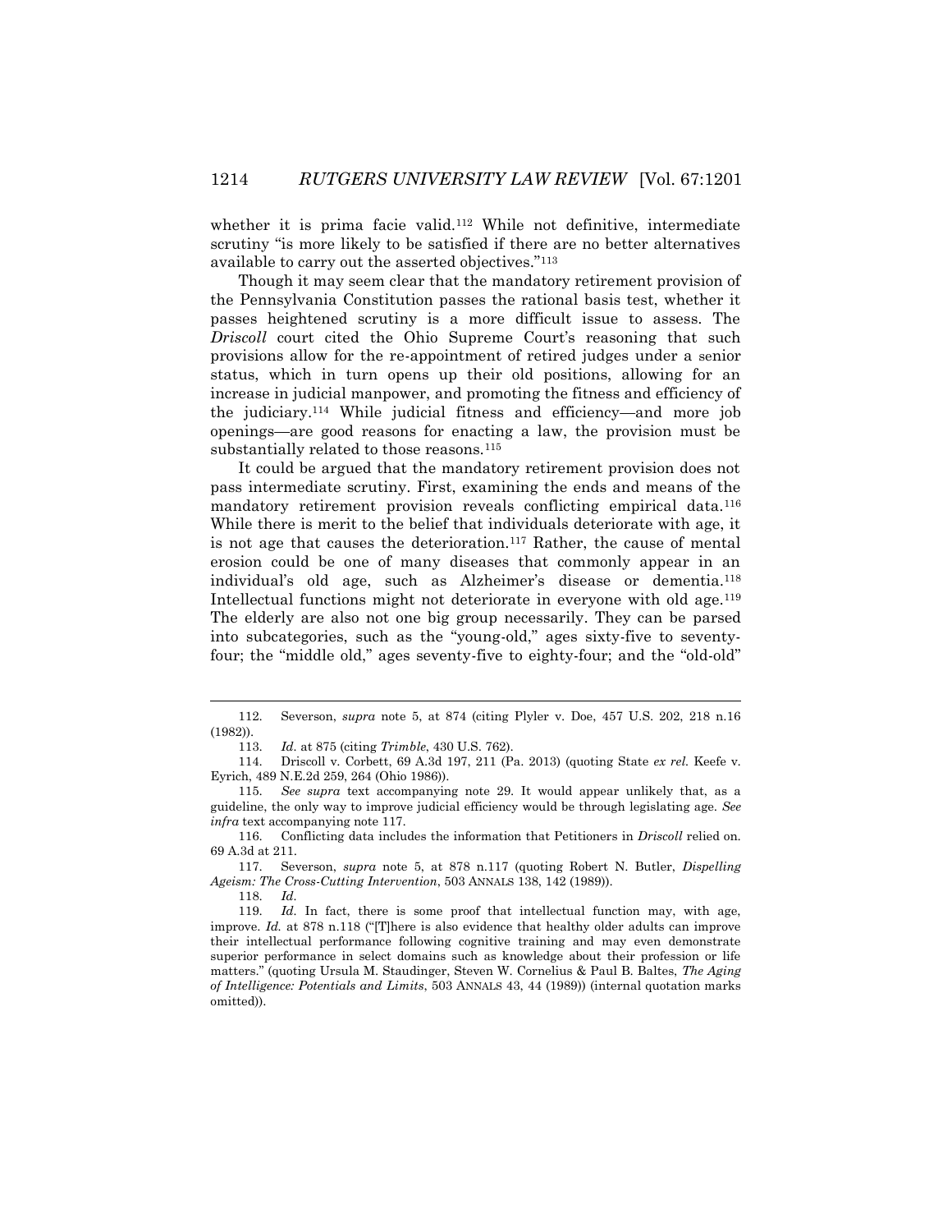whether it is prima facie valid.[112] While not definitive, intermediate scrutiny "is more likely to be satisfied if there are no better alternatives available to carry out the asserted objectives."[113]

Though it may seem clear that the mandatory retirement provision of the Pennsylvania Constitution passes the rational basis test, whether it passes heightened scrutiny is a more difficult issue to assess. The *Driscoll* court cited the Ohio Supreme Court's reasoning that such provisions allow for the re-appointment of retired judges under a senior status, which in turn opens up their old positions, allowing for an increase in judicial manpower, and promoting the fitness and efficiency of the judiciary.[114] While judicial fitness and efficiency—and more job openings—are good reasons for enacting a law, the provision must be substantially related to those reasons.[115]

It could be argued that the mandatory retirement provision does not pass intermediate scrutiny. First, examining the ends and means of the mandatory retirement provision reveals conflicting empirical data.[116] While there is merit to the belief that individuals deteriorate with age, it is not age that causes the deterioration.[117] Rather, the cause of mental erosion could be one of many diseases that commonly appear in an individual's old age, such as Alzheimer's disease or dementia.[118] Intellectual functions might not deteriorate in everyone with old age.[119] The elderly are also not one big group necessarily. They can be parsed into subcategories, such as the "young-old," ages sixty-five to seventy-four; the "middle old," ages seventy-five to eighty-four; and the "old-old"

---

112. Severson, *supra* note 5, at 874 (citing Plyler v. Doe, 457 U.S. 202, 218 n.16 (1982)).

113. *Id.* at 875 (citing *Trimble*, 430 U.S. 762).

114. Driscoll v. Corbett, 69 A.3d 197, 211 (Pa. 2013) (quoting State *ex rel.* Keefe v. Eyrich, 489 N.E.2d 259, 264 (Ohio 1986)).

115. *See supra* text accompanying note 29. It would appear unlikely that, as a guideline, the only way to improve judicial efficiency would be through legislating age. *See infra* text accompanying note 117.

116. Conflicting data includes the information that Petitioners in *Driscoll* relied on. 69 A.3d at 211.

117. Severson, *supra* note 5, at 878 n.117 (quoting Robert N. Butler, *Dispelling Ageism: The Cross-Cutting Intervention*, 503 ANNALS 138, 142 (1989)).

118. *Id.*

119. *Id.* In fact, there is some proof that intellectual function may, with age, improve. *Id.* at 878 n.118 ("[T]here is also evidence that healthy older adults can improve their intellectual performance following cognitive training and may even demonstrate superior performance in select domains such as knowledge about their profession or life matters." (quoting Ursula M. Staudinger, Steven W. Cornelius & Paul B. Baltes, *The Aging of Intelligence: Potentials and Limits*, 503 ANNALS 43, 44 (1989)) (internal quotation marks omitted)).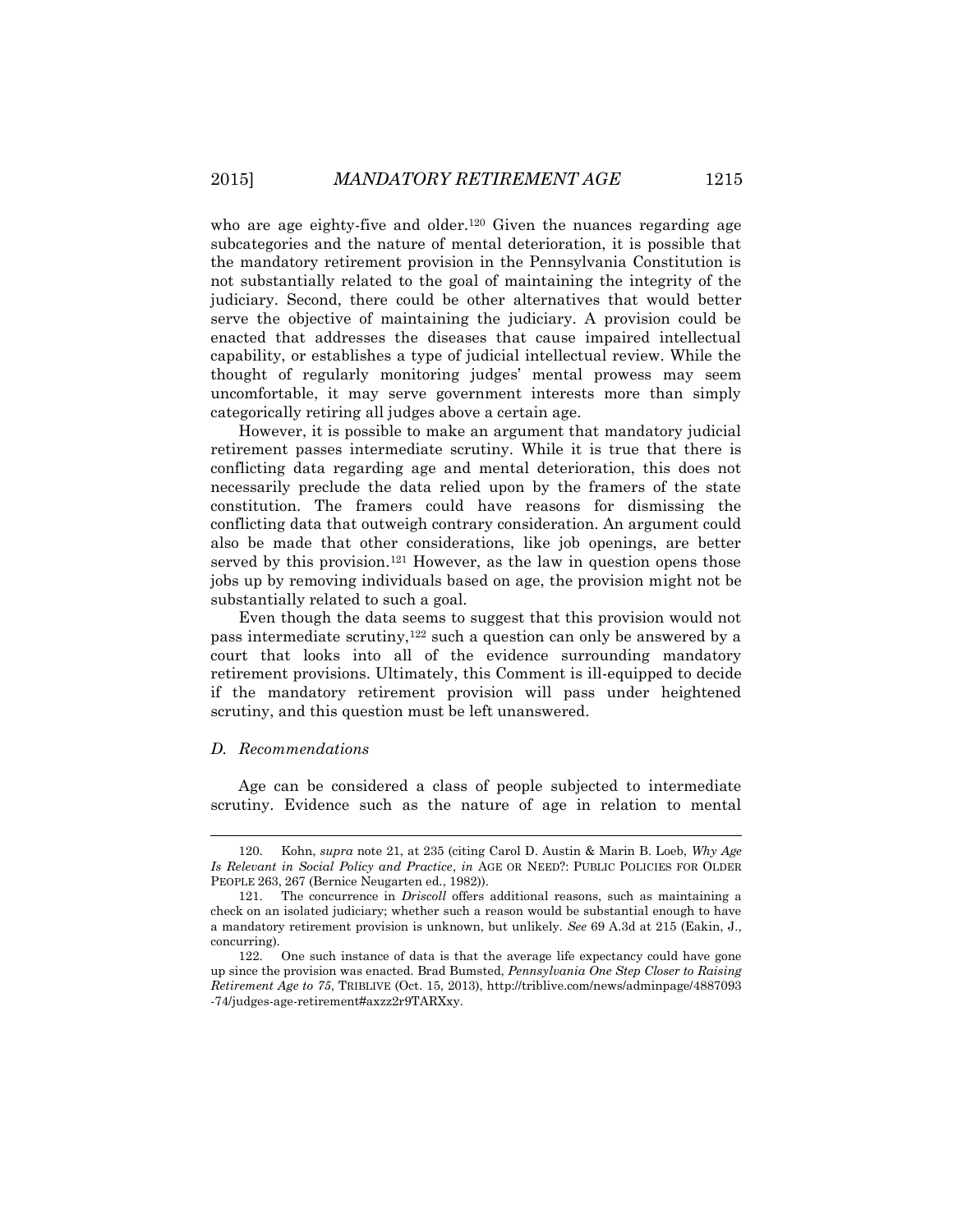who are age eighty-five and older.[120] Given the nuances regarding age subcategories and the nature of mental deterioration, it is possible that the mandatory retirement provision in the Pennsylvania Constitution is not substantially related to the goal of maintaining the integrity of the judiciary. Second, there could be other alternatives that would better serve the objective of maintaining the judiciary. A provision could be enacted that addresses the diseases that cause impaired intellectual capability, or establishes a type of judicial intellectual review. While the thought of regularly monitoring judges' mental prowess may seem uncomfortable, it may serve government interests more than simply categorically retiring all judges above a certain age.

However, it is possible to make an argument that mandatory judicial retirement passes intermediate scrutiny. While it is true that there is conflicting data regarding age and mental deterioration, this does not necessarily preclude the data relied upon by the framers of the state constitution. The framers could have reasons for dismissing the conflicting data that outweigh contrary consideration. An argument could also be made that other considerations, like job openings, are better served by this provision.[121] However, as the law in question opens those jobs up by removing individuals based on age, the provision might not be substantially related to such a goal.

Even though the data seems to suggest that this provision would not pass intermediate scrutiny,[122] such a question can only be answered by a court that looks into all of the evidence surrounding mandatory retirement provisions. Ultimately, this Comment is ill-equipped to decide if the mandatory retirement provision will pass under heightened scrutiny, and this question must be left unanswered.

### *D. Recommendations*

Age can be considered a class of people subjected to intermediate scrutiny. Evidence such as the nature of age in relation to mental

---

120. Kohn, *supra* note 21, at 235 (citing Carol D. Austin & Marin B. Loeb, *Why Age Is Relevant in Social Policy and Practice*, *in* AGE OR NEED?: PUBLIC POLICIES FOR OLDER PEOPLE 263, 267 (Bernice Neugarten ed., 1982)).

121. The concurrence in *Driscoll* offers additional reasons, such as maintaining a check on an isolated judiciary; whether such a reason would be substantial enough to have a mandatory retirement provision is unknown, but unlikely. *See* 69 A.3d at 215 (Eakin, J., concurring).

122. One such instance of data is that the average life expectancy could have gone up since the provision was enacted. Brad Bumsted, *Pennsylvania One Step Closer to Raising Retirement Age to 75*, TRIBLIVE (Oct. 15, 2013), http://triblive.com/news/adminpage/4887093-74/judges-age-retirement#axzz2r9TARXxy.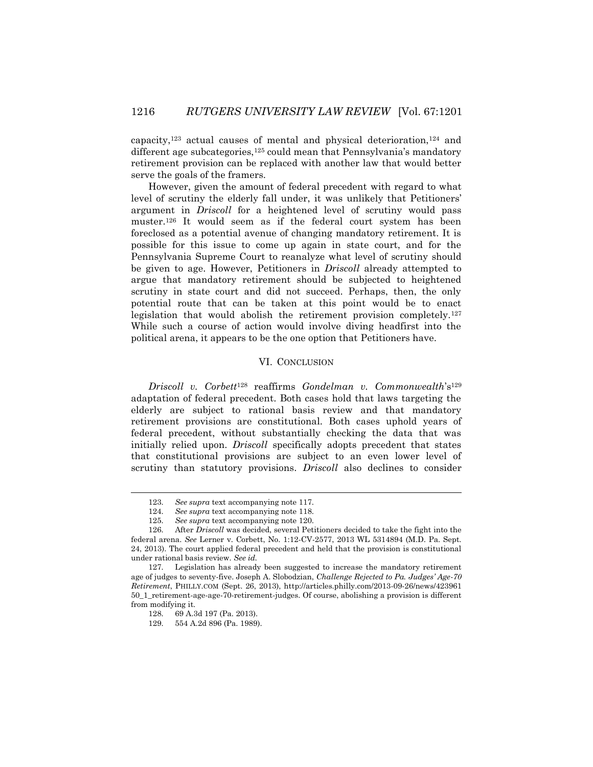capacity,[123] actual causes of mental and physical deterioration,[124] and different age subcategories,[125] could mean that Pennsylvania's mandatory retirement provision can be replaced with another law that would better serve the goals of the framers.

However, given the amount of federal precedent with regard to what level of scrutiny the elderly fall under, it was unlikely that Petitioners' argument in *Driscoll* for a heightened level of scrutiny would pass muster.[126] It would seem as if the federal court system has been foreclosed as a potential avenue of changing mandatory retirement. It is possible for this issue to come up again in state court, and for the Pennsylvania Supreme Court to reanalyze what level of scrutiny should be given to age. However, Petitioners in *Driscoll* already attempted to argue that mandatory retirement should be subjected to heightened scrutiny in state court and did not succeed. Perhaps, then, the only potential route that can be taken at this point would be to enact legislation that would abolish the retirement provision completely.[127] While such a course of action would involve diving headfirst into the political arena, it appears to be the one option that Petitioners have.

## VI. CONCLUSION

*Driscoll v. Corbett*[128] reaffirms *Gondelman v. Commonwealth*'s[129] adaptation of federal precedent. Both cases hold that laws targeting the elderly are subject to rational basis review and that mandatory retirement provisions are constitutional. Both cases uphold years of federal precedent, without substantially checking the data that was initially relied upon. *Driscoll* specifically adopts precedent that states that constitutional provisions are subject to an even lower level of scrutiny than statutory provisions. *Driscoll* also declines to consider

---

123. *See supra* text accompanying note 117.

124. *See supra* text accompanying note 118.

125. *See supra* text accompanying note 120.

126. After *Driscoll* was decided, several Petitioners decided to take the fight into the federal arena. *See* Lerner v. Corbett, No. 1:12-CV-2577, 2013 WL 5314894 (M.D. Pa. Sept. 24, 2013). The court applied federal precedent and held that the provision is constitutional under rational basis review. *See id.*

127. Legislation has already been suggested to increase the mandatory retirement age of judges to seventy-five. Joseph A. Slobodzian, *Challenge Rejected to Pa. Judges' Age-70 Retirement*, PHILLY.COM (Sept. 26, 2013), http://articles.philly.com/2013-09-26/news/42396150_1_retirement-age-age-70-retirement-judges. Of course, abolishing a provision is different from modifying it.

128. 69 A.3d 197 (Pa. 2013).

129. 554 A.2d 896 (Pa. 1989).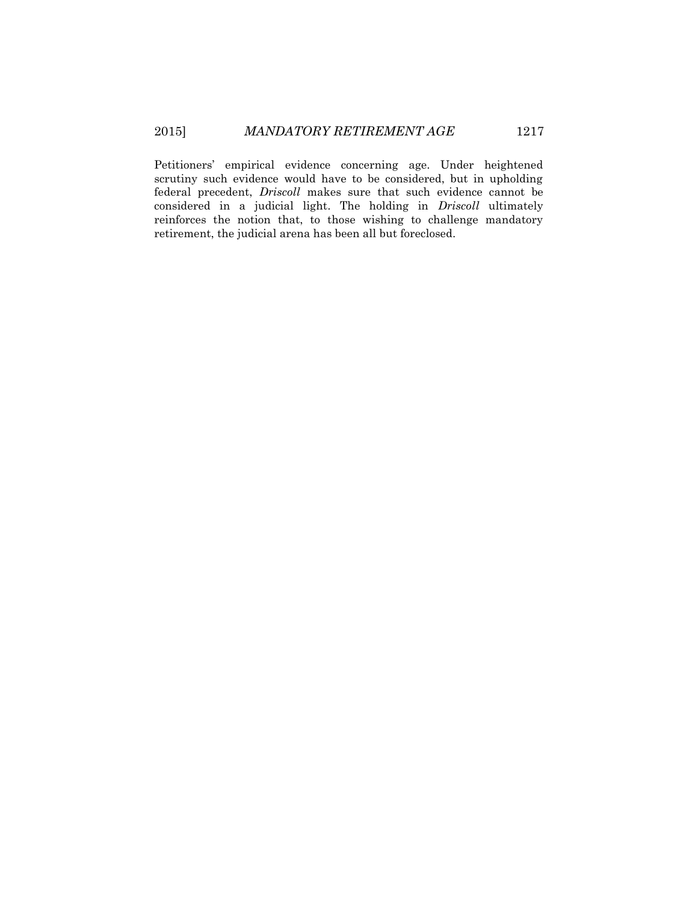Petitioners' empirical evidence concerning age. Under heightened scrutiny such evidence would have to be considered, but in upholding federal precedent, *Driscoll* makes sure that such evidence cannot be considered in a judicial light. The holding in *Driscoll* ultimately reinforces the notion that, to those wishing to challenge mandatory retirement, the judicial arena has been all but foreclosed.